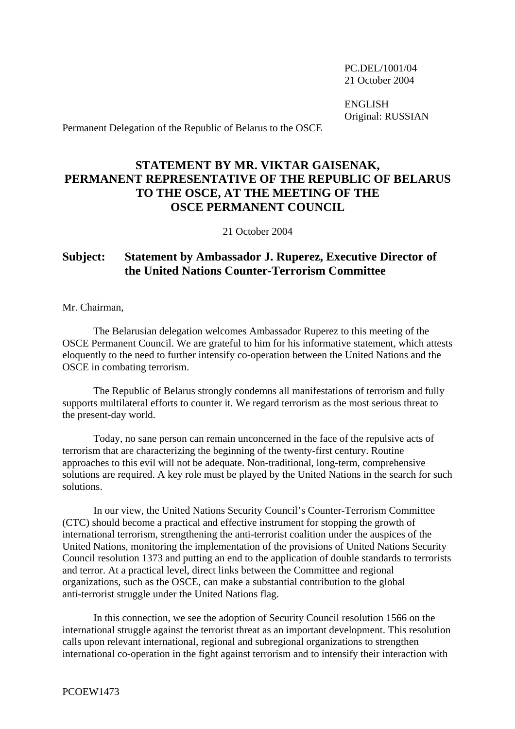PC.DEL/1001/04
21 October 2004

ENGLISH
Original: RUSSIAN

Permanent Delegation of the Republic of Belarus to the OSCE

# STATEMENT BY MR. VIKTAR GAISENAK, PERMANENT REPRESENTATIVE OF THE REPUBLIC OF BELARUS TO THE OSCE, AT THE MEETING OF THE OSCE PERMANENT COUNCIL

21 October 2004

## Subject: Statement by Ambassador J. Ruperez, Executive Director of the United Nations Counter-Terrorism Committee

Mr. Chairman,

The Belarusian delegation welcomes Ambassador Ruperez to this meeting of the OSCE Permanent Council. We are grateful to him for his informative statement, which attests eloquently to the need to further intensify co-operation between the United Nations and the OSCE in combating terrorism.

The Republic of Belarus strongly condemns all manifestations of terrorism and fully supports multilateral efforts to counter it. We regard terrorism as the most serious threat to the present-day world.

Today, no sane person can remain unconcerned in the face of the repulsive acts of terrorism that are characterizing the beginning of the twenty-first century. Routine approaches to this evil will not be adequate. Non-traditional, long-term, comprehensive solutions are required. A key role must be played by the United Nations in the search for such solutions.

In our view, the United Nations Security Council's Counter-Terrorism Committee (CTC) should become a practical and effective instrument for stopping the growth of international terrorism, strengthening the anti-terrorist coalition under the auspices of the United Nations, monitoring the implementation of the provisions of United Nations Security Council resolution 1373 and putting an end to the application of double standards to terrorists and terror. At a practical level, direct links between the Committee and regional organizations, such as the OSCE, can make a substantial contribution to the global anti-terrorist struggle under the United Nations flag.

In this connection, we see the adoption of Security Council resolution 1566 on the international struggle against the terrorist threat as an important development. This resolution calls upon relevant international, regional and subregional organizations to strengthen international co-operation in the fight against terrorism and to intensify their interaction with

PCOEW1473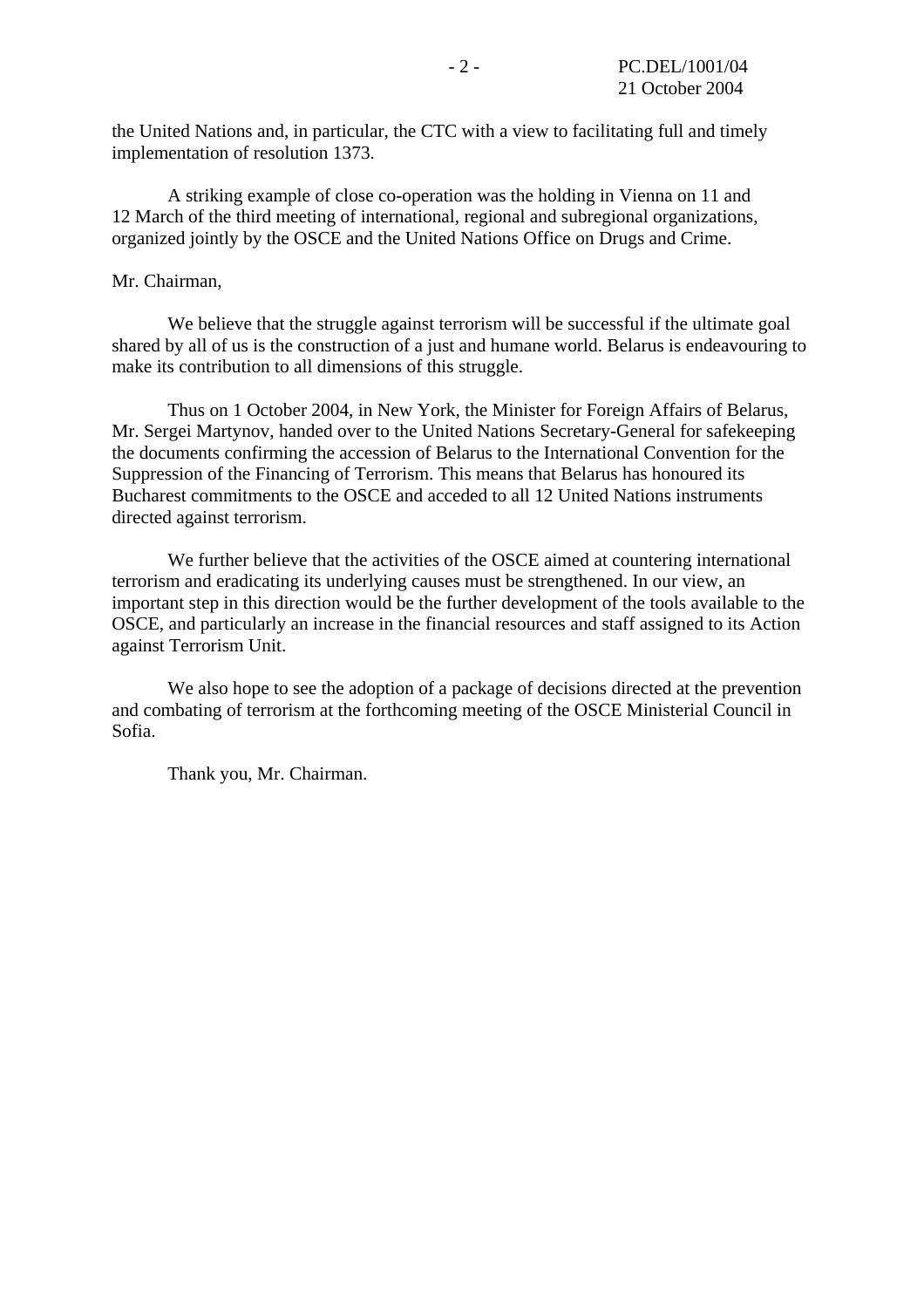the United Nations and, in particular, the CTC with a view to facilitating full and timely implementation of resolution 1373.

A striking example of close co-operation was the holding in Vienna on 11 and 12 March of the third meeting of international, regional and subregional organizations, organized jointly by the OSCE and the United Nations Office on Drugs and Crime.

Mr. Chairman,

We believe that the struggle against terrorism will be successful if the ultimate goal shared by all of us is the construction of a just and humane world. Belarus is endeavouring to make its contribution to all dimensions of this struggle.

Thus on 1 October 2004, in New York, the Minister for Foreign Affairs of Belarus, Mr. Sergei Martynov, handed over to the United Nations Secretary-General for safekeeping the documents confirming the accession of Belarus to the International Convention for the Suppression of the Financing of Terrorism. This means that Belarus has honoured its Bucharest commitments to the OSCE and acceded to all 12 United Nations instruments directed against terrorism.

We further believe that the activities of the OSCE aimed at countering international terrorism and eradicating its underlying causes must be strengthened. In our view, an important step in this direction would be the further development of the tools available to the OSCE, and particularly an increase in the financial resources and staff assigned to its Action against Terrorism Unit.

We also hope to see the adoption of a package of decisions directed at the prevention and combating of terrorism at the forthcoming meeting of the OSCE Ministerial Council in Sofia.

Thank you, Mr. Chairman.